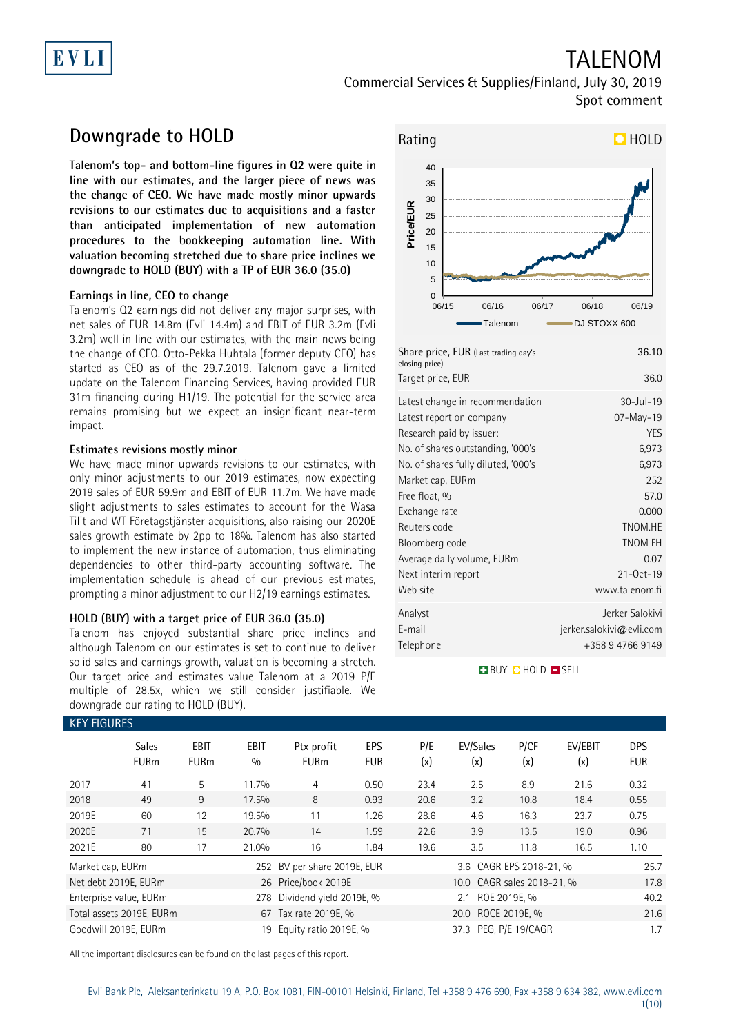EVLI

# TALENOM

Commercial Services & Supplies/Finland, July 30, 2019
Spot comment

## Downgrade to HOLD

**Talenom's top- and bottom-line figures in Q2 were quite in line with our estimates, and the larger piece of news was the change of CEO. We have made mostly minor upwards revisions to our estimates due to acquisitions and a faster than anticipated implementation of new automation procedures to the bookkeeping automation line. With valuation becoming stretched due to share price inclines we downgrade to HOLD (BUY) with a TP of EUR 36.0 (35.0)**

### Earnings in line, CEO to change

Talenom's Q2 earnings did not deliver any major surprises, with net sales of EUR 14.8m (Evli 14.4m) and EBIT of EUR 3.2m (Evli 3.2m) well in line with our estimates, with the main news being the change of CEO. Otto-Pekka Huhtala (former deputy CEO) has started as CEO as of the 29.7.2019. Talenom gave a limited update on the Talenom Financing Services, having provided EUR 31m financing during H1/19. The potential for the service area remains promising but we expect an insignificant near-term impact.

### Estimates revisions mostly minor

We have made minor upwards revisions to our estimates, with only minor adjustments to our 2019 estimates, now expecting 2019 sales of EUR 59.9m and EBIT of EUR 11.7m. We have made slight adjustments to sales estimates to account for the Wasa Tilit and WT Företagstjänster acquisitions, also raising our 2020E sales growth estimate by 2pp to 18%. Talenom has also started to implement the new instance of automation, thus eliminating dependencies to other third-party accounting software. The implementation schedule is ahead of our previous estimates, prompting a minor adjustment to our H2/19 earnings estimates.

### HOLD (BUY) with a target price of EUR 36.0 (35.0)

Talenom has enjoyed substantial share price inclines and although Talenom on our estimates is set to continue to deliver solid sales and earnings growth, valuation is becoming a stretch. Our target price and estimates value Talenom at a 2019 P/E multiple of 28.5x, which we still consider justifiable. We downgrade our rating to HOLD (BUY).

**Rating: HOLD**

| | |
|---|---|
| Share price, EUR (Last trading day's closing price) | 36.10 |
| Target price, EUR | 36.0 |
| Latest change in recommendation | 30-Jul-19 |
| Latest report on company | 07-May-19 |
| Research paid by issuer: | YES |
| No. of shares outstanding, '000's | 6,973 |
| No. of shares fully diluted, '000's | 6,973 |
| Market cap, EURm | 252 |
| Free float, % | 57.0 |
| Exchange rate | 0.000 |
| Reuters code | TNOM.HE |
| Bloomberg code | TNOM FH |
| Average daily volume, EURm | 0.07 |
| Next interim report | 21-Oct-19 |
| Web site | www.talenom.fi |
| Analyst | Jerker Salokivi |
| E-mail | jerker.salokivi@evli.com |
| Telephone | +358 9 4766 9149 |

BUY HOLD SELL

### KEY FIGURES

| | Sales EURm | EBIT EURm | EBIT % | Ptx profit EURm | EPS EUR | P/E (x) | EV/Sales (x) | P/CF (x) | EV/EBIT (x) | DPS EUR |
|---|---|---|---|---|---|---|---|---|---|---|
| 2017 | 41 | 5 | 11.7% | 4 | 0.50 | 23.4 | 2.5 | 8.9 | 21.6 | 0.32 |
| 2018 | 49 | 9 | 17.5% | 8 | 0.93 | 20.6 | 3.2 | 10.8 | 18.4 | 0.55 |
| 2019E | 60 | 12 | 19.5% | 11 | 1.26 | 28.6 | 4.6 | 16.3 | 23.7 | 0.75 |
| 2020E | 71 | 15 | 20.7% | 14 | 1.59 | 22.6 | 3.9 | 13.5 | 19.0 | 0.96 |
| 2021E | 80 | 17 | 21.0% | 16 | 1.84 | 19.6 | 3.5 | 11.8 | 16.5 | 1.10 |

| | | | | | |
|---|---|---|---|---|---|
| Market cap, EURm | 252 | BV per share 2019E, EUR | 3.6 | CAGR EPS 2018-21, % | 25.7 |
| Net debt 2019E, EURm | 26 | Price/book 2019E | 10.0 | CAGR sales 2018-21, % | 17.8 |
| Enterprise value, EURm | 278 | Dividend yield 2019E, % | 2.1 | ROE 2019E, % | 40.2 |
| Total assets 2019E, EURm | 67 | Tax rate 2019E, % | 20.0 | ROCE 2019E, % | 21.6 |
| Goodwill 2019E, EURm | 19 | Equity ratio 2019E, % | 37.3 | PEG, P/E 19/CAGR | 1.7 |

All the important disclosures can be found on the last pages of this report.

Evli Bank Plc, Aleksanterinkatu 19 A, P.O. Box 1081, FIN-00101 Helsinki, Finland, Tel +358 9 476 690, Fax +358 9 634 382, www.evli.com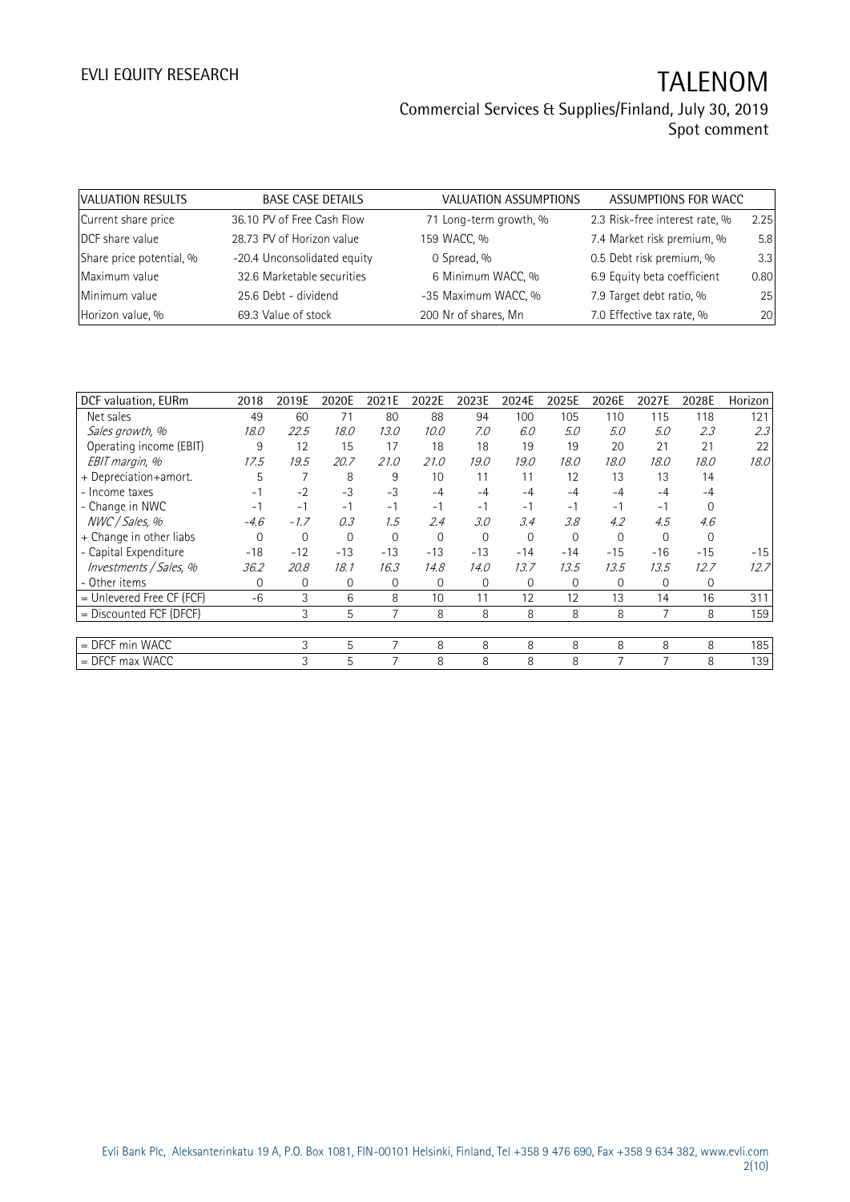| VALUATION RESULTS | BASE CASE DETAILS | VALUATION ASSUMPTIONS | ASSUMPTIONS FOR WACC |
|---|---|---|---|
| Current share price | 36.10 PV of Free Cash Flow | 71 Long-term growth, % | 2.3 Risk-free interest rate, % | 2.25 |
| DCF share value | 28.73 PV of Horizon value | 159 WACC, % | 7.4 Market risk premium, % | 5.8 |
| Share price potential, % | -20.4 Unconsolidated equity | 0 Spread, % | 0.5 Debt risk premium, % | 3.3 |
| Maximum value | 32.6 Marketable securities | 6 Minimum WACC, % | 6.9 Equity beta coefficient | 0.80 |
| Minimum value | 25.6 Debt - dividend | -35 Maximum WACC, % | 7.9 Target debt ratio, % | 25 |
| Horizon value, % | 69.3 Value of stock | 200 Nr of shares, Mn | 7.0 Effective tax rate, % | 20 |

| DCF valuation, EURm | 2018 | 2019E | 2020E | 2021E | 2022E | 2023E | 2024E | 2025E | 2026E | 2027E | 2028E | Horizon |
|---|---|---|---|---|---|---|---|---|---|---|---|---|
| Net sales | 49 | 60 | 71 | 80 | 88 | 94 | 100 | 105 | 110 | 115 | 118 | 121 |
| *Sales growth, %* | *18.0* | *22.5* | *18.0* | *13.0* | *10.0* | *7.0* | *6.0* | *5.0* | *5.0* | *5.0* | *2.3* | *2.3* |
| Operating income (EBIT) | 9 | 12 | 15 | 17 | 18 | 18 | 19 | 19 | 20 | 21 | 21 | 22 |
| *EBIT margin, %* | *17.5* | *19.5* | *20.7* | *21.0* | *21.0* | *19.0* | *19.0* | *18.0* | *18.0* | *18.0* | *18.0* | *18.0* |
| + Depreciation+amort. | 5 | 7 | 8 | 9 | 10 | 11 | 11 | 12 | 13 | 13 | 14 | |
| - Income taxes | -1 | -2 | -3 | -3 | -4 | -4 | -4 | -4 | -4 | -4 | -4 | |
| - Change in NWC | -1 | -1 | -1 | -1 | -1 | -1 | -1 | -1 | -1 | -1 | 0 | |
| *NWC / Sales, %* | *-4.6* | *-1.7* | *0.3* | *1.5* | *2.4* | *3.0* | *3.4* | *3.8* | *4.2* | *4.5* | *4.6* | |
| + Change in other liabs | 0 | 0 | 0 | 0 | 0 | 0 | 0 | 0 | 0 | 0 | 0 | |
| - Capital Expenditure | -18 | -12 | -13 | -13 | -13 | -13 | -14 | -14 | -15 | -16 | -15 | -15 |
| *Investments / Sales, %* | *36.2* | *20.8* | *18.1* | *16.3* | *14.8* | *14.0* | *13.7* | *13.5* | *13.5* | *13.5* | *12.7* | *12.7* |
| - Other items | 0 | 0 | 0 | 0 | 0 | 0 | 0 | 0 | 0 | 0 | 0 | |
| = Unlevered Free CF (FCF) | -6 | 3 | 6 | 8 | 10 | 11 | 12 | 12 | 13 | 14 | 16 | 311 |
| = Discounted FCF (DFCF) | | 3 | 5 | 7 | 8 | 8 | 8 | 8 | 8 | 7 | 8 | 159 |
| | | | | | | | | | | | | |
| = DFCF min WACC | | 3 | 5 | 7 | 8 | 8 | 8 | 8 | 8 | 8 | 8 | 185 |
| = DFCF max WACC | | 3 | 5 | 7 | 8 | 8 | 8 | 8 | 7 | 7 | 8 | 139 |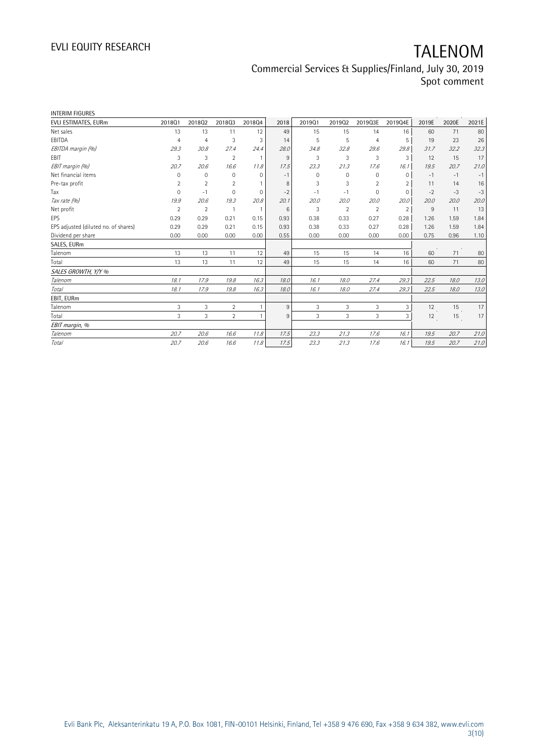INTERIM FIGURES

| EVLI ESTIMATES, EURm | 2018Q1 | 2018Q2 | 2018Q3 | 2018Q4 | 2018 | 2019Q1 | 2019Q2 | 2019Q3E | 2019Q4E | 2019E | 2020E | 2021E |
|---|---|---|---|---|---|---|---|---|---|---|---|---|
| Net sales | 13 | 13 | 11 | 12 | 49 | 15 | 15 | 14 | 16 | 60 | 71 | 80 |
| EBITDA | 4 | 4 | 3 | 3 | 14 | 5 | 5 | 4 | 5 | 19 | 23 | 26 |
| *EBITDA margin (%)* | *29.3* | *30.8* | *27.4* | *24.4* | *28.0* | *34.8* | *32.8* | *29.6* | *29.8* | *31.7* | *32.2* | *32.3* |
| EBIT | 3 | 3 | 2 | 1 | 9 | 3 | 3 | 3 | 3 | 12 | 15 | 17 |
| *EBIT margin (%)* | *20.7* | *20.6* | *16.6* | *11.8* | *17.5* | *23.3* | *21.3* | *17.6* | *16.1* | *19.5* | *20.7* | *21.0* |
| Net financial items | 0 | 0 | 0 | 0 | -1 | 0 | 0 | 0 | 0 | -1 | -1 | -1 |
| Pre-tax profit | 2 | 2 | 2 | 1 | 8 | 3 | 3 | 2 | 2 | 11 | 14 | 16 |
| Tax | 0 | -1 | 0 | 0 | -2 | -1 | -1 | 0 | 0 | -2 | -3 | -3 |
| *Tax rate (%)* | *19.9* | *20.6* | *19.3* | *20.8* | *20.1* | *20.0* | *20.0* | *20.0* | *20.0* | *20.0* | *20.0* | *20.0* |
| Net profit | 2 | 2 | 1 | 1 | 6 | 3 | 2 | 2 | 2 | 9 | 11 | 13 |
| EPS | 0.29 | 0.29 | 0.21 | 0.15 | 0.93 | 0.38 | 0.33 | 0.27 | 0.28 | 1.26 | 1.59 | 1.84 |
| EPS adjusted (diluted no. of shares) | 0.29 | 0.29 | 0.21 | 0.15 | 0.93 | 0.38 | 0.33 | 0.27 | 0.28 | 1.26 | 1.59 | 1.84 |
| Dividend per share | 0.00 | 0.00 | 0.00 | 0.00 | 0.55 | 0.00 | 0.00 | 0.00 | 0.00 | 0.75 | 0.96 | 1.10 |
| SALES, EURm | | | | | | | | | | | | |
| Talenom | 13 | 13 | 11 | 12 | 49 | 15 | 15 | 14 | 16 | 60 | 71 | 80 |
| Total | 13 | 13 | 11 | 12 | 49 | 15 | 15 | 14 | 16 | 60 | 71 | 80 |
| *SALES GROWTH, Y/Y %* | | | | | | | | | | | | |
| *Talenom* | *18.1* | *17.9* | *19.8* | *16.3* | *18.0* | *16.1* | *18.0* | *27.4* | *29.3* | *22.5* | *18.0* | *13.0* |
| *Total* | *18.1* | *17.9* | *19.8* | *16.3* | *18.0* | *16.1* | *18.0* | *27.4* | *29.3* | *22.5* | *18.0* | *13.0* |
| EBIT, EURm | | | | | | | | | | | | |
| Talenom | 3 | 3 | 2 | 1 | 9 | 3 | 3 | 3 | 3 | 12 | 15 | 17 |
| Total | 3 | 3 | 2 | 1 | 9 | 3 | 3 | 3 | 3 | 12 | 15 | 17 |
| *EBIT margin, %* | | | | | | | | | | | | |
| *Talenom* | *20.7* | *20.6* | *16.6* | *11.8* | *17.5* | *23.3* | *21.3* | *17.6* | *16.1* | *19.5* | *20.7* | *21.0* |
| *Total* | *20.7* | *20.6* | *16.6* | *11.8* | *17.5* | *23.3* | *21.3* | *17.6* | *16.1* | *19.5* | *20.7* | *21.0* |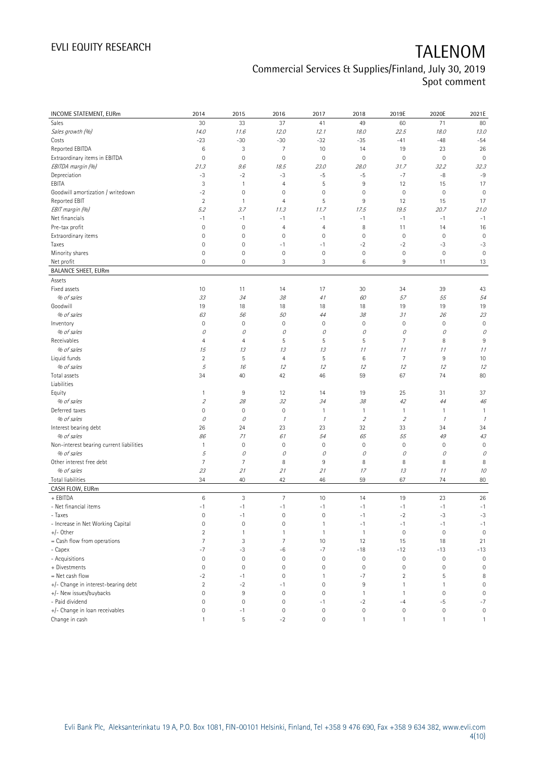| INCOME STATEMENT, EURm | 2014 | 2015 | 2016 | 2017 | 2018 | 2019E | 2020E | 2021E |
|---|---|---|---|---|---|---|---|---|
| Sales | 30 | 33 | 37 | 41 | 49 | 60 | 71 | 80 |
| *Sales growth (%)* | *14.0* | *11.6* | *12.0* | *12.1* | *18.0* | *22.5* | *18.0* | *13.0* |
| Costs | -23 | -30 | -30 | -32 | -35 | -41 | -48 | -54 |
| Reported EBITDA | 6 | 3 | 7 | 10 | 14 | 19 | 23 | 26 |
| Extraordinary items in EBITDA | 0 | 0 | 0 | 0 | 0 | 0 | 0 | 0 |
| *EBITDA margin (%)* | *21.3* | *9.6* | *18.5* | *23.0* | *28.0* | *31.7* | *32.2* | *32.3* |
| Depreciation | -3 | -2 | -3 | -5 | -5 | -7 | -8 | -9 |
| EBITA | 3 | 1 | 4 | 5 | 9 | 12 | 15 | 17 |
| Goodwill amortization / writedown | -2 | 0 | 0 | 0 | 0 | 0 | 0 | 0 |
| Reported EBIT | 2 | 1 | 4 | 5 | 9 | 12 | 15 | 17 |
| *EBIT margin (%)* | *5.2* | *3.7* | *11.3* | *11.7* | *17.5* | *19.5* | *20.7* | *21.0* |
| Net financials | -1 | -1 | -1 | -1 | -1 | -1 | -1 | -1 |
| Pre-tax profit | 0 | 0 | 4 | 4 | 8 | 11 | 14 | 16 |
| Extraordinary items | 0 | 0 | 0 | 0 | 0 | 0 | 0 | 0 |
| Taxes | 0 | 0 | -1 | -1 | -2 | -2 | -3 | -3 |
| Minority shares | 0 | 0 | 0 | 0 | 0 | 0 | 0 | 0 |
| Net profit | 0 | 0 | 3 | 3 | 6 | 9 | 11 | 13 |
| **BALANCE SHEET, EURm** | | | | | | | | |
| Assets | | | | | | | | |
| Fixed assets | 10 | 11 | 14 | 17 | 30 | 34 | 39 | 43 |
| *% of sales* | *33* | *34* | *38* | *41* | *60* | *57* | *55* | *54* |
| Goodwill | 19 | 18 | 18 | 18 | 18 | 19 | 19 | 19 |
| *% of sales* | *63* | *56* | *50* | *44* | *38* | *31* | *26* | *23* |
| Inventory | 0 | 0 | 0 | 0 | 0 | 0 | 0 | 0 |
| *% of sales* | *0* | *0* | *0* | *0* | *0* | *0* | *0* | *0* |
| Receivables | 4 | 4 | 5 | 5 | 5 | 7 | 8 | 9 |
| *% of sales* | *15* | *13* | *13* | *13* | *11* | *11* | *11* | *11* |
| Liquid funds | 2 | 5 | 4 | 5 | 6 | 7 | 9 | 10 |
| *% of sales* | *5* | *16* | *12* | *12* | *12* | *12* | *12* | *12* |
| Total assets | 34 | 40 | 42 | 46 | 59 | 67 | 74 | 80 |
| Liabilities | | | | | | | | |
| Equity | 1 | 9 | 12 | 14 | 19 | 25 | 31 | 37 |
| *% of sales* | *2* | *28* | *32* | *34* | *38* | *42* | *44* | *46* |
| Deferred taxes | 0 | 0 | 0 | 1 | 1 | 1 | 1 | 1 |
| *% of sales* | *0* | *0* | *1* | *1* | *2* | *2* | *1* | *1* |
| Interest bearing debt | 26 | 24 | 23 | 23 | 32 | 33 | 34 | 34 |
| *% of sales* | *86* | *71* | *61* | *54* | *65* | *55* | *49* | *43* |
| Non-interest bearing current liabilities | 1 | 0 | 0 | 0 | 0 | 0 | 0 | 0 |
| *% of sales* | *5* | *0* | *0* | *0* | *0* | *0* | *0* | *0* |
| Other interest free debt | 7 | 7 | 8 | 9 | 8 | 8 | 8 | 8 |
| *% of sales* | *23* | *21* | *21* | *21* | *17* | *13* | *11* | *10* |
| Total liabilities | 34 | 40 | 42 | 46 | 59 | 67 | 74 | 80 |
| **CASH FLOW, EURm** | | | | | | | | |
| + EBITDA | 6 | 3 | 7 | 10 | 14 | 19 | 23 | 26 |
| - Net financial items | -1 | -1 | -1 | -1 | -1 | -1 | -1 | -1 |
| - Taxes | 0 | -1 | 0 | 0 | -1 | -2 | -3 | -3 |
| - Increase in Net Working Capital | 0 | 0 | 0 | 1 | -1 | -1 | -1 | -1 |
| +/- Other | 2 | 1 | 1 | 1 | 1 | 0 | 0 | 0 |
| = Cash flow from operations | 7 | 3 | 7 | 10 | 12 | 15 | 18 | 21 |
| - Capex | -7 | -3 | -6 | -7 | -18 | -12 | -13 | -13 |
| - Acquisitions | 0 | 0 | 0 | 0 | 0 | 0 | 0 | 0 |
| + Divestments | 0 | 0 | 0 | 0 | 0 | 0 | 0 | 0 |
| = Net cash flow | -2 | -1 | 0 | 1 | -7 | 2 | 5 | 8 |
| +/- Change in interest-bearing debt | 2 | -2 | -1 | 0 | 9 | 1 | 1 | 0 |
| +/- New issues/buybacks | 0 | 9 | 0 | 0 | 1 | 1 | 0 | 0 |
| - Paid dividend | 0 | 0 | 0 | -1 | -2 | -4 | -5 | -7 |
| +/- Change in loan receivables | 0 | -1 | 0 | 0 | 0 | 0 | 0 | 0 |
| Change in cash | 1 | 5 | -2 | 0 | 1 | 1 | 1 | 1 |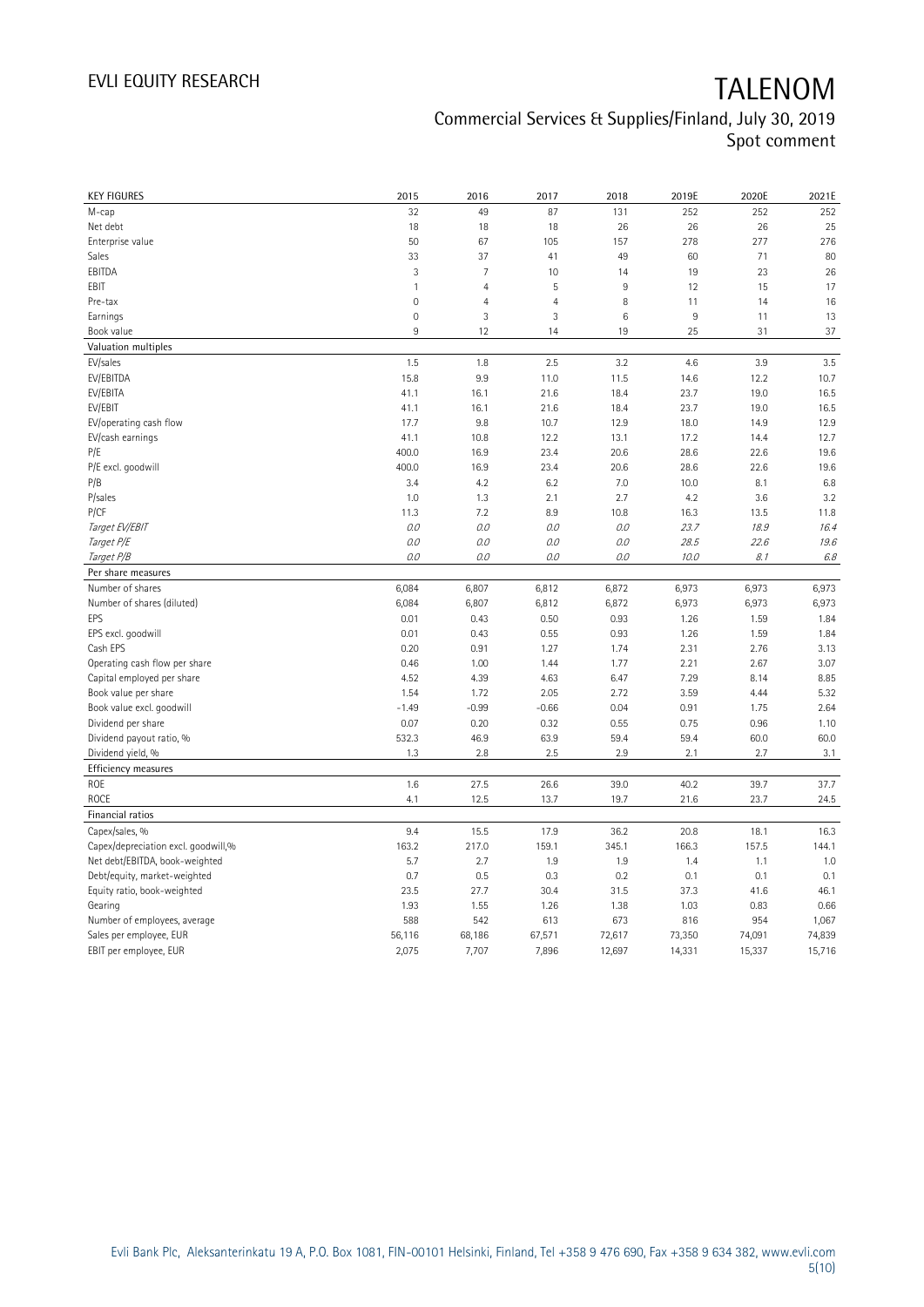# TALENOM

## Commercial Services & Supplies/Finland, July 30, 2019
## Spot comment

| KEY FIGURES | 2015 | 2016 | 2017 | 2018 | 2019E | 2020E | 2021E |
|---|---|---|---|---|---|---|---|
| M-cap | 32 | 49 | 87 | 131 | 252 | 252 | 252 |
| Net debt | 18 | 18 | 18 | 26 | 26 | 26 | 25 |
| Enterprise value | 50 | 67 | 105 | 157 | 278 | 277 | 276 |
| Sales | 33 | 37 | 41 | 49 | 60 | 71 | 80 |
| EBITDA | 3 | 7 | 10 | 14 | 19 | 23 | 26 |
| EBIT | 1 | 4 | 5 | 9 | 12 | 15 | 17 |
| Pre-tax | 0 | 4 | 4 | 8 | 11 | 14 | 16 |
| Earnings | 0 | 3 | 3 | 6 | 9 | 11 | 13 |
| Book value | 9 | 12 | 14 | 19 | 25 | 31 | 37 |
| **Valuation multiples** | | | | | | | |
| EV/sales | 1.5 | 1.8 | 2.5 | 3.2 | 4.6 | 3.9 | 3.5 |
| EV/EBITDA | 15.8 | 9.9 | 11.0 | 11.5 | 14.6 | 12.2 | 10.7 |
| EV/EBITA | 41.1 | 16.1 | 21.6 | 18.4 | 23.7 | 19.0 | 16.5 |
| EV/EBIT | 41.1 | 16.1 | 21.6 | 18.4 | 23.7 | 19.0 | 16.5 |
| EV/operating cash flow | 17.7 | 9.8 | 10.7 | 12.9 | 18.0 | 14.9 | 12.9 |
| EV/cash earnings | 41.1 | 10.8 | 12.2 | 13.1 | 17.2 | 14.4 | 12.7 |
| P/E | 400.0 | 16.9 | 23.4 | 20.6 | 28.6 | 22.6 | 19.6 |
| P/E excl. goodwill | 400.0 | 16.9 | 23.4 | 20.6 | 28.6 | 22.6 | 19.6 |
| P/B | 3.4 | 4.2 | 6.2 | 7.0 | 10.0 | 8.1 | 6.8 |
| P/sales | 1.0 | 1.3 | 2.1 | 2.7 | 4.2 | 3.6 | 3.2 |
| P/CF | 11.3 | 7.2 | 8.9 | 10.8 | 16.3 | 13.5 | 11.8 |
| *Target EV/EBIT* | *0.0* | *0.0* | *0.0* | *0.0* | *23.7* | *18.9* | *16.4* |
| *Target P/E* | *0.0* | *0.0* | *0.0* | *0.0* | *28.5* | *22.6* | *19.6* |
| *Target P/B* | *0.0* | *0.0* | *0.0* | *0.0* | *10.0* | *8.1* | *6.8* |
| **Per share measures** | | | | | | | |
| Number of shares | 6,084 | 6,807 | 6,812 | 6,872 | 6,973 | 6,973 | 6,973 |
| Number of shares (diluted) | 6,084 | 6,807 | 6,812 | 6,872 | 6,973 | 6,973 | 6,973 |
| EPS | 0.01 | 0.43 | 0.50 | 0.93 | 1.26 | 1.59 | 1.84 |
| EPS excl. goodwill | 0.01 | 0.43 | 0.55 | 0.93 | 1.26 | 1.59 | 1.84 |
| Cash EPS | 0.20 | 0.91 | 1.27 | 1.74 | 2.31 | 2.76 | 3.13 |
| Operating cash flow per share | 0.46 | 1.00 | 1.44 | 1.77 | 2.21 | 2.67 | 3.07 |
| Capital employed per share | 4.52 | 4.39 | 4.63 | 6.47 | 7.29 | 8.14 | 8.85 |
| Book value per share | 1.54 | 1.72 | 2.05 | 2.72 | 3.59 | 4.44 | 5.32 |
| Book value excl. goodwill | -1.49 | -0.99 | -0.66 | 0.04 | 0.91 | 1.75 | 2.64 |
| Dividend per share | 0.07 | 0.20 | 0.32 | 0.55 | 0.75 | 0.96 | 1.10 |
| Dividend payout ratio, % | 532.3 | 46.9 | 63.9 | 59.4 | 59.4 | 60.0 | 60.0 |
| Dividend yield, % | 1.3 | 2.8 | 2.5 | 2.9 | 2.1 | 2.7 | 3.1 |
| **Efficiency measures** | | | | | | | |
| ROE | 1.6 | 27.5 | 26.6 | 39.0 | 40.2 | 39.7 | 37.7 |
| ROCE | 4.1 | 12.5 | 13.7 | 19.7 | 21.6 | 23.7 | 24.5 |
| **Financial ratios** | | | | | | | |
| Capex/sales, % | 9.4 | 15.5 | 17.9 | 36.2 | 20.8 | 18.1 | 16.3 |
| Capex/depreciation excl. goodwill,% | 163.2 | 217.0 | 159.1 | 345.1 | 166.3 | 157.5 | 144.1 |
| Net debt/EBITDA, book-weighted | 5.7 | 2.7 | 1.9 | 1.9 | 1.4 | 1.1 | 1.0 |
| Debt/equity, market-weighted | 0.7 | 0.5 | 0.3 | 0.2 | 0.1 | 0.1 | 0.1 |
| Equity ratio, book-weighted | 23.5 | 27.7 | 30.4 | 31.5 | 37.3 | 41.6 | 46.1 |
| Gearing | 1.93 | 1.55 | 1.26 | 1.38 | 1.03 | 0.83 | 0.66 |
| Number of employees, average | 588 | 542 | 613 | 673 | 816 | 954 | 1,067 |
| Sales per employee, EUR | 56,116 | 68,186 | 67,571 | 72,617 | 73,350 | 74,091 | 74,839 |
| EBIT per employee, EUR | 2,075 | 7,707 | 7,896 | 12,697 | 14,331 | 15,337 | 15,716 |

Evli Bank Plc, Aleksanterinkatu 19 A, P.O. Box 1081, FIN-00101 Helsinki, Finland, Tel +358 9 476 690, Fax +358 9 634 382, www.evli.com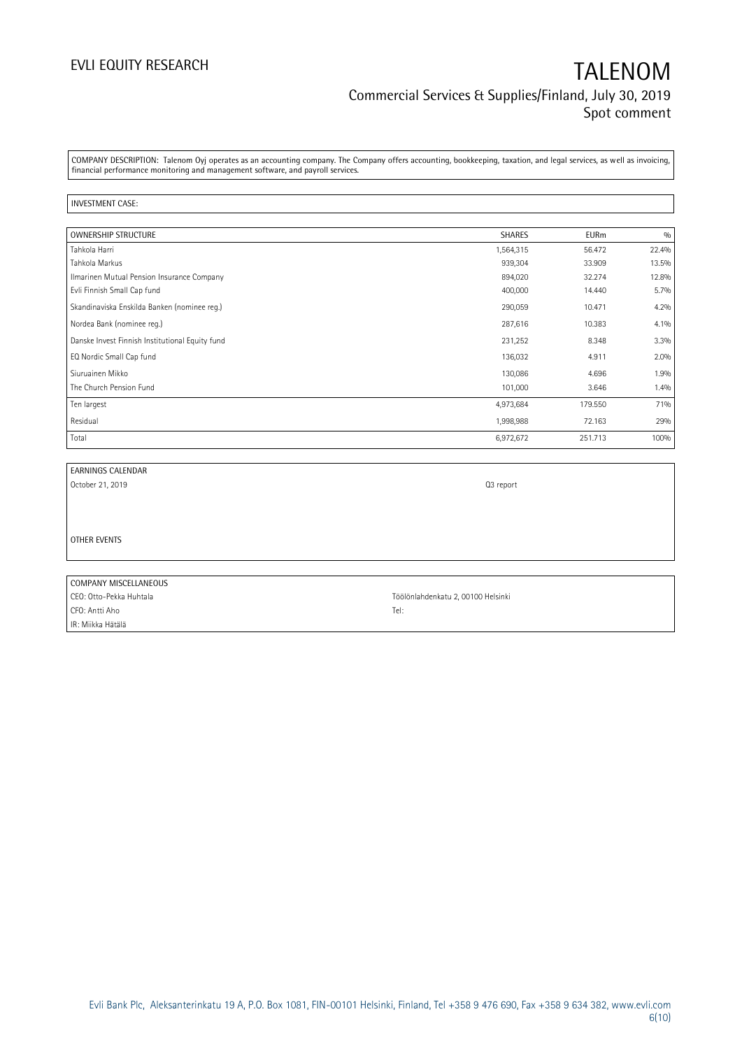COMPANY DESCRIPTION: Talenom Oyj operates as an accounting company. The Company offers accounting, bookkeeping, taxation, and legal services, as well as invoicing, financial performance monitoring and management software, and payroll services.

INVESTMENT CASE:

| OWNERSHIP STRUCTURE | SHARES | EURm | % |
| --- | --- | --- | --- |
| Tahkola Harri | 1,564,315 | 56.472 | 22.4% |
| Tahkola Markus | 939,304 | 33.909 | 13.5% |
| Ilmarinen Mutual Pension Insurance Company | 894,020 | 32.274 | 12.8% |
| Evli Finnish Small Cap fund | 400,000 | 14.440 | 5.7% |
| Skandinaviska Enskilda Banken (nominee reg.) | 290,059 | 10.471 | 4.2% |
| Nordea Bank (nominee reg.) | 287,616 | 10.383 | 4.1% |
| Danske Invest Finnish Institutional Equity fund | 231,252 | 8.348 | 3.3% |
| EQ Nordic Small Cap fund | 136,032 | 4.911 | 2.0% |
| Siuruainen Mikko | 130,086 | 4.696 | 1.9% |
| The Church Pension Fund | 101,000 | 3.646 | 1.4% |
| Ten largest | 4,973,684 | 179.550 | 71% |
| Residual | 1,998,988 | 72.163 | 29% |
| Total | 6,972,672 | 251.713 | 100% |

| EARNINGS CALENDAR | |
| --- | --- |
| October 21, 2019 | Q3 report |

OTHER EVENTS

| COMPANY MISCELLANEOUS | |
| --- | --- |
| CEO: Otto-Pekka Huhtala | Töölönlahdenkatu 2, 00100 Helsinki |
| CFO: Antti Aho | Tel: |
| IR: Miikka Hätälä | |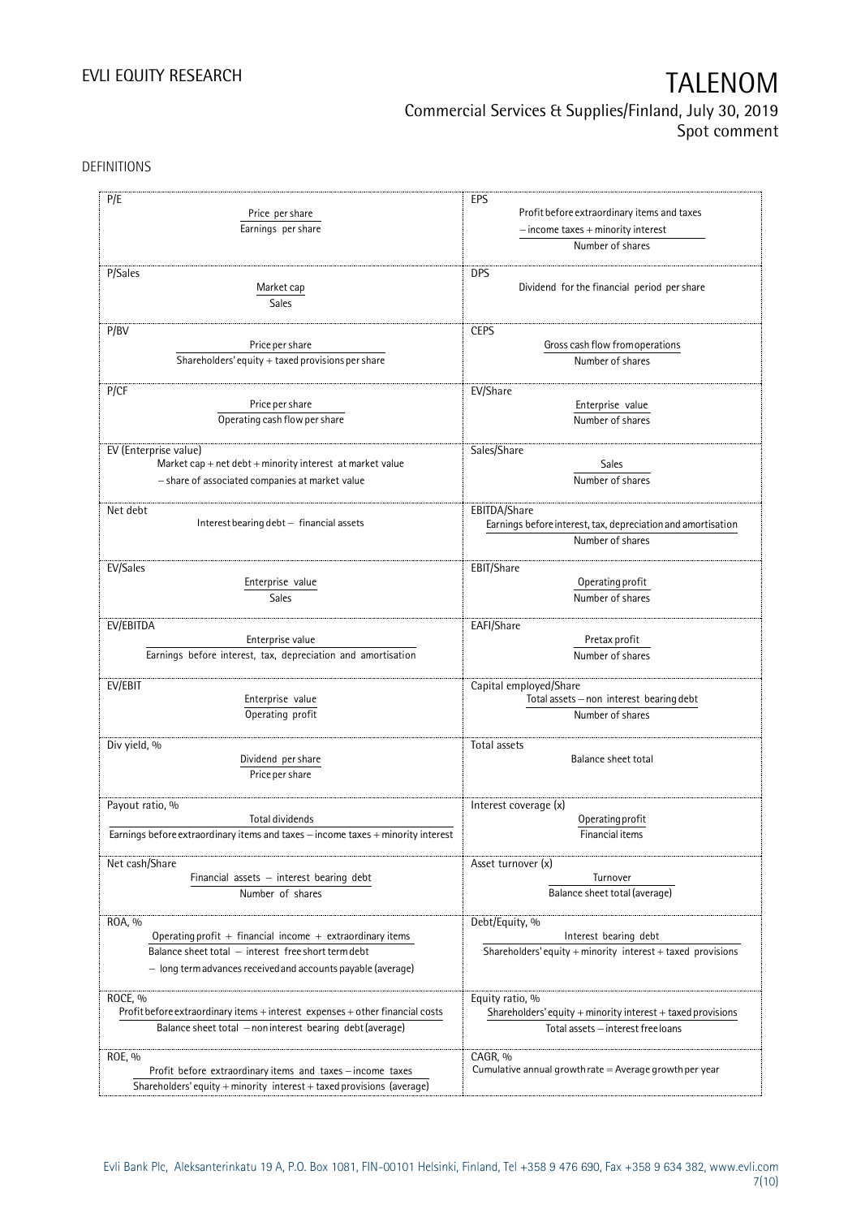DEFINITIONS

| | |
|---|---|
| **P/E**<br>$\frac{\text{Price per share}}{\text{Earnings per share}}$ | **EPS**<br>$\frac{\text{Profit before extraordinary items and taxes} - \text{income taxes} + \text{minority interest}}{\text{Number of shares}}$ |
| **P/Sales**<br>$\frac{\text{Market cap}}{\text{Sales}}$ | **DPS**<br>Dividend for the financial period per share |
| **P/BV**<br>$\frac{\text{Price per share}}{\text{Shareholders' equity} + \text{taxed provisions per share}}$ | **CEPS**<br>$\frac{\text{Gross cash flow from operations}}{\text{Number of shares}}$ |
| **P/CF**<br>$\frac{\text{Price per share}}{\text{Operating cash flow per share}}$ | **EV/Share**<br>$\frac{\text{Enterprise value}}{\text{Number of shares}}$ |
| **EV (Enterprise value)**<br>Market cap + net debt + minority interest at market value − share of associated companies at market value | **Sales/Share**<br>$\frac{\text{Sales}}{\text{Number of shares}}$ |
| **Net debt**<br>Interest bearing debt − financial assets | **EBITDA/Share**<br>$\frac{\text{Earnings before interest, tax, depreciation and amortisation}}{\text{Number of shares}}$ |
| **EV/Sales**<br>$\frac{\text{Enterprise value}}{\text{Sales}}$ | **EBIT/Share**<br>$\frac{\text{Operating profit}}{\text{Number of shares}}$ |
| **EV/EBITDA**<br>$\frac{\text{Enterprise value}}{\text{Earnings before interest, tax, depreciation and amortisation}}$ | **EAFI/Share**<br>$\frac{\text{Pretax profit}}{\text{Number of shares}}$ |
| **EV/EBIT**<br>$\frac{\text{Enterprise value}}{\text{Operating profit}}$ | **Capital employed/Share**<br>$\frac{\text{Total assets} - \text{non interest bearing debt}}{\text{Number of shares}}$ |
| **Div yield, %**<br>$\frac{\text{Dividend per share}}{\text{Price per share}}$ | **Total assets**<br>Balance sheet total |
| **Payout ratio, %**<br>$\frac{\text{Total dividends}}{\text{Earnings before extraordinary items and taxes} - \text{income taxes} + \text{minority interest}}$ | **Interest coverage (x)**<br>$\frac{\text{Operating profit}}{\text{Financial items}}$ |
| **Net cash/Share**<br>$\frac{\text{Financial assets} - \text{interest bearing debt}}{\text{Number of shares}}$ | **Asset turnover (x)**<br>$\frac{\text{Turnover}}{\text{Balance sheet total (average)}}$ |
| **ROA, %**<br>$\frac{\text{Operating profit} + \text{financial income} + \text{extraordinary items}}{\text{Balance sheet total} - \text{interest free short term debt} - \text{long term advances received and accounts payable (average)}}$ | **Debt/Equity, %**<br>$\frac{\text{Interest bearing debt}}{\text{Shareholders' equity} + \text{minority interest} + \text{taxed provisions}}$ |
| **ROCE, %**<br>$\frac{\text{Profit before extraordinary items} + \text{interest expenses} + \text{other financial costs}}{\text{Balance sheet total} - \text{non interest bearing debt (average)}}$ | **Equity ratio, %**<br>$\frac{\text{Shareholders' equity} + \text{minority interest} + \text{taxed provisions}}{\text{Total assets} - \text{interest free loans}}$ |
| **ROE, %**<br>$\frac{\text{Profit before extraordinary items and taxes} - \text{income taxes}}{\text{Shareholders' equity} + \text{minority interest} + \text{taxed provisions (average)}}$ | **CAGR, %**<br>Cumulative annual growth rate = Average growth per year |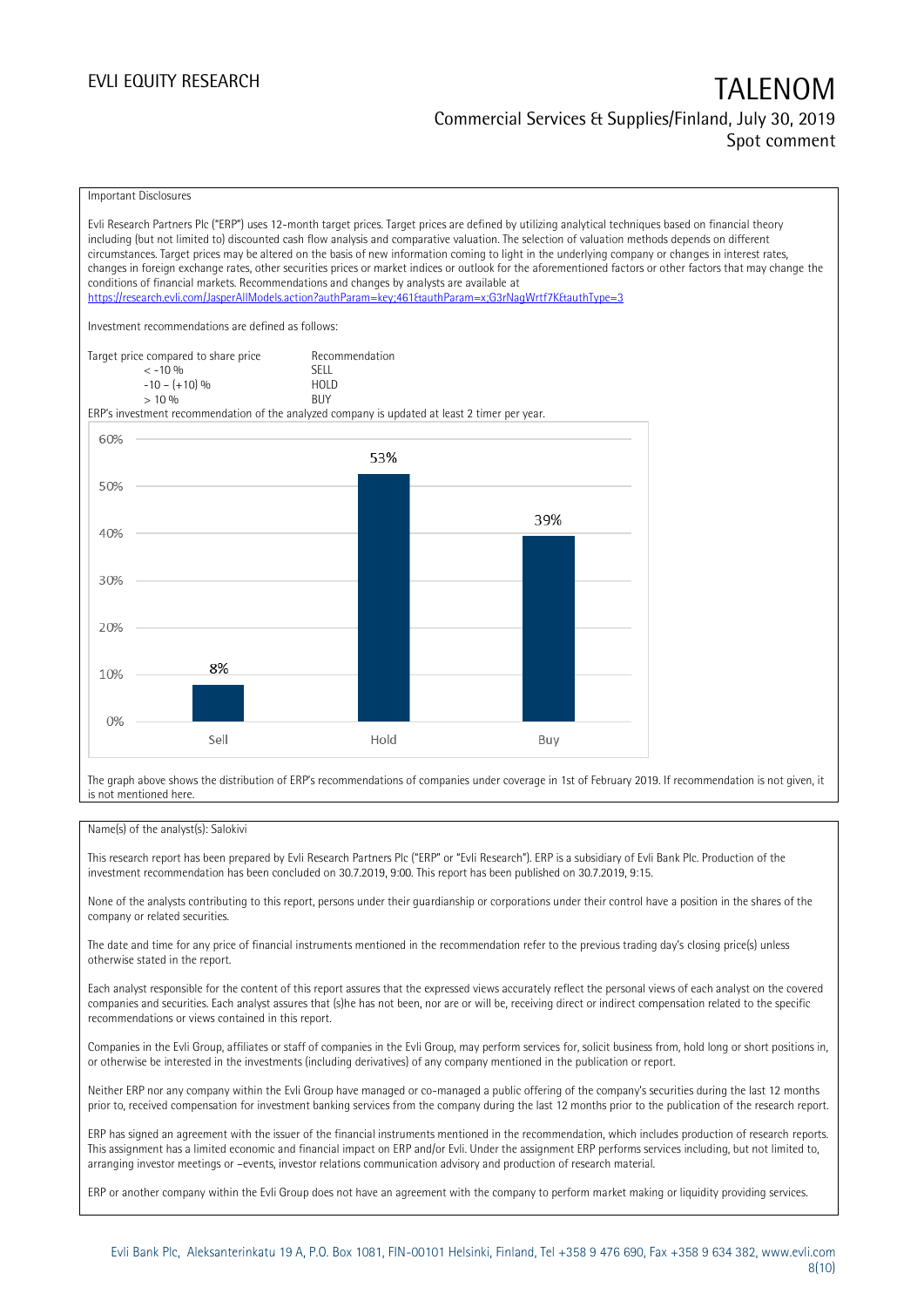## Important Disclosures

Evli Research Partners Plc ("ERP") uses 12-month target prices. Target prices are defined by utilizing analytical techniques based on financial theory including (but not limited to) discounted cash flow analysis and comparative valuation. The selection of valuation methods depends on different circumstances. Target prices may be altered on the basis of new information coming to light in the underlying company or changes in interest rates, changes in foreign exchange rates, other securities prices or market indices or outlook for the aforementioned factors or other factors that may change the conditions of financial markets. Recommendations and changes by analysts are available at https://research.evli.com/JasperAllModels.action?authParam=key;461&authParam=x;G3rNagWrtf7K&authType=3

Investment recommendations are defined as follows:

| Target price compared to share price | Recommendation |
|---|---|
| < -10 % | SELL |
| -10 – (+10) % | HOLD |
| > 10 % | BUY |

ERP's investment recommendation of the analyzed company is updated at least 2 timer per year.

| | Sell | Hold | Buy |
|---|---|---|---|
| Share of recommendations | 8% | 53% | 39% |

The graph above shows the distribution of ERP's recommendations of companies under coverage in 1st of February 2019. If recommendation is not given, it is not mentioned here.

Name(s) of the analyst(s): Salokivi

This research report has been prepared by Evli Research Partners Plc ("ERP" or "Evli Research"). ERP is a subsidiary of Evli Bank Plc. Production of the investment recommendation has been concluded on 30.7.2019, 9:00. This report has been published on 30.7.2019, 9:15.

None of the analysts contributing to this report, persons under their guardianship or corporations under their control have a position in the shares of the company or related securities.

The date and time for any price of financial instruments mentioned in the recommendation refer to the previous trading day's closing price(s) unless otherwise stated in the report.

Each analyst responsible for the content of this report assures that the expressed views accurately reflect the personal views of each analyst on the covered companies and securities. Each analyst assures that (s)he has not been, nor are or will be, receiving direct or indirect compensation related to the specific recommendations or views contained in this report.

Companies in the Evli Group, affiliates or staff of companies in the Evli Group, may perform services for, solicit business from, hold long or short positions in, or otherwise be interested in the investments (including derivatives) of any company mentioned in the publication or report.

Neither ERP nor any company within the Evli Group have managed or co-managed a public offering of the company's securities during the last 12 months prior to, received compensation for investment banking services from the company during the last 12 months prior to the publication of the research report.

ERP has signed an agreement with the issuer of the financial instruments mentioned in the recommendation, which includes production of research reports. This assignment has a limited economic and financial impact on ERP and/or Evli. Under the assignment ERP performs services including, but not limited to, arranging investor meetings or –events, investor relations communication advisory and production of research material.

ERP or another company within the Evli Group does not have an agreement with the company to perform market making or liquidity providing services.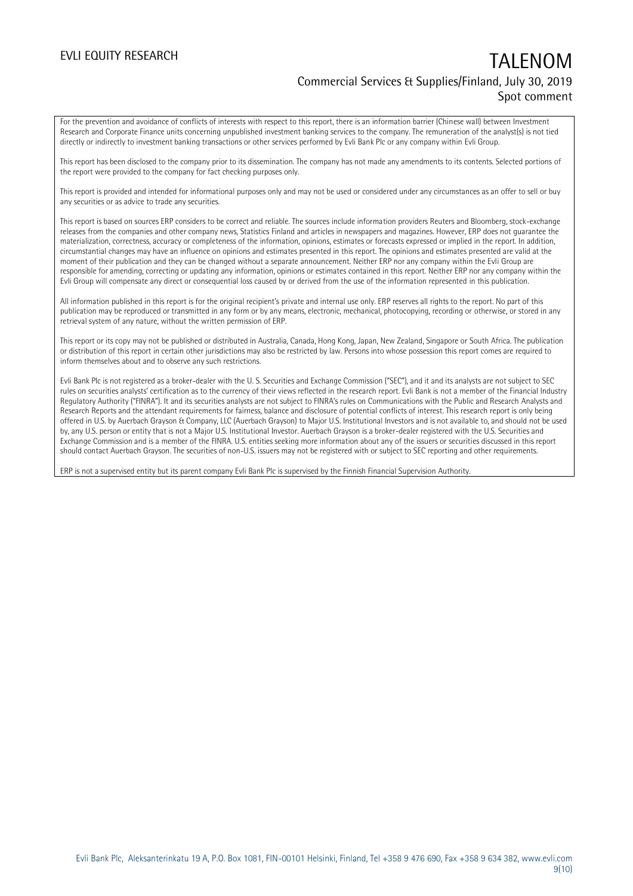For the prevention and avoidance of conflicts of interests with respect to this report, there is an information barrier (Chinese wall) between Investment Research and Corporate Finance units concerning unpublished investment banking services to the company. The remuneration of the analyst(s) is not tied directly or indirectly to investment banking transactions or other services performed by Evli Bank Plc or any company within Evli Group.

This report has been disclosed to the company prior to its dissemination. The company has not made any amendments to its contents. Selected portions of the report were provided to the company for fact checking purposes only.

This report is provided and intended for informational purposes only and may not be used or considered under any circumstances as an offer to sell or buy any securities or as advice to trade any securities.

This report is based on sources ERP considers to be correct and reliable. The sources include information providers Reuters and Bloomberg, stock-exchange releases from the companies and other company news, Statistics Finland and articles in newspapers and magazines. However, ERP does not guarantee the materialization, correctness, accuracy or completeness of the information, opinions, estimates or forecasts expressed or implied in the report. In addition, circumstantial changes may have an influence on opinions and estimates presented in this report. The opinions and estimates presented are valid at the moment of their publication and they can be changed without a separate announcement. Neither ERP nor any company within the Evli Group are responsible for amending, correcting or updating any information, opinions or estimates contained in this report. Neither ERP nor any company within the Evli Group will compensate any direct or consequential loss caused by or derived from the use of the information represented in this publication.

All information published in this report is for the original recipient's private and internal use only. ERP reserves all rights to the report. No part of this publication may be reproduced or transmitted in any form or by any means, electronic, mechanical, photocopying, recording or otherwise, or stored in any retrieval system of any nature, without the written permission of ERP.

This report or its copy may not be published or distributed in Australia, Canada, Hong Kong, Japan, New Zealand, Singapore or South Africa. The publication or distribution of this report in certain other jurisdictions may also be restricted by law. Persons into whose possession this report comes are required to inform themselves about and to observe any such restrictions.

Evli Bank Plc is not registered as a broker-dealer with the U. S. Securities and Exchange Commission ("SEC"), and it and its analysts are not subject to SEC rules on securities analysts' certification as to the currency of their views reflected in the research report. Evli Bank is not a member of the Financial Industry Regulatory Authority ("FINRA"). It and its securities analysts are not subject to FINRA's rules on Communications with the Public and Research Analysts and Research Reports and the attendant requirements for fairness, balance and disclosure of potential conflicts of interest. This research report is only being offered in U.S. by Auerbach Grayson & Company, LLC (Auerbach Grayson) to Major U.S. Institutional Investors and is not available to, and should not be used by, any U.S. person or entity that is not a Major U.S. Institutional Investor. Auerbach Grayson is a broker-dealer registered with the U.S. Securities and Exchange Commission and is a member of the FINRA. U.S. entities seeking more information about any of the issuers or securities discussed in this report should contact Auerbach Grayson. The securities of non-U.S. issuers may not be registered with or subject to SEC reporting and other requirements.

ERP is not a supervised entity but its parent company Evli Bank Plc is supervised by the Finnish Financial Supervision Authority.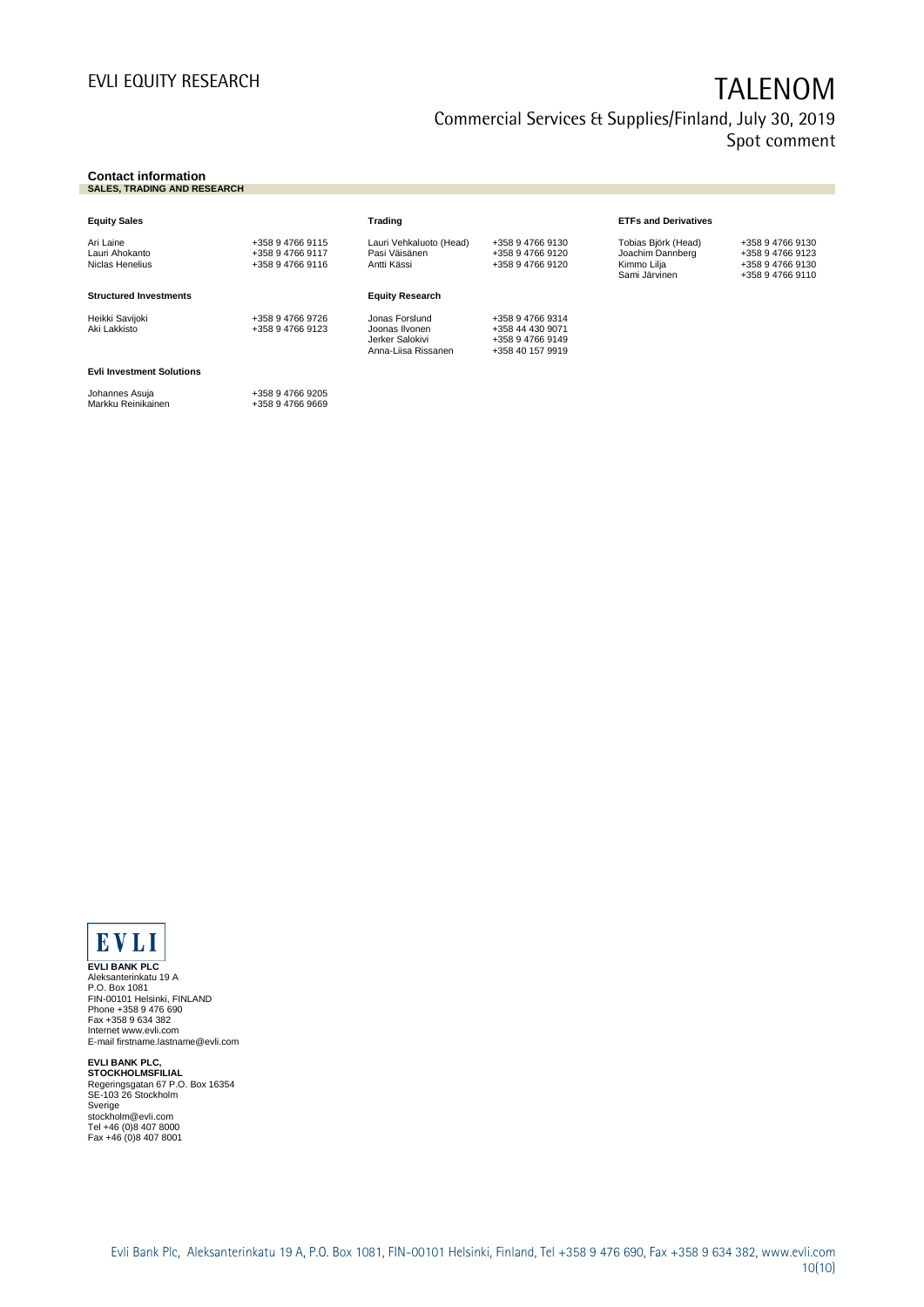## Contact information

**SALES, TRADING AND RESEARCH**

**Equity Sales**

| | |
|---|---|
| Ari Laine | +358 9 4766 9115 |
| Lauri Ahokanto | +358 9 4766 9117 |
| Niclas Henelius | +358 9 4766 9116 |

**Trading**

| | |
|---|---|
| Lauri Vehkaluoto (Head) | +358 9 4766 9130 |
| Pasi Väisänen | +358 9 4766 9120 |
| Antti Kässi | +358 9 4766 9120 |

**ETFs and Derivatives**

| | |
|---|---|
| Tobias Björk (Head) | +358 9 4766 9130 |
| Joachim Dannberg | +358 9 4766 9123 |
| Kimmo Lilja | +358 9 4766 9130 |
| Sami Järvinen | +358 9 4766 9110 |

**Structured Investments**

| | |
|---|---|
| Heikki Savijoki | +358 9 4766 9726 |
| Aki Lakkisto | +358 9 4766 9123 |

**Equity Research**

| | |
|---|---|
| Jonas Forslund | +358 9 4766 9314 |
| Joonas Ilvonen | +358 44 430 9071 |
| Jerker Salokivi | +358 9 4766 9149 |
| Anna-Liisa Rissanen | +358 40 157 9919 |

**Evli Investment Solutions**

| | |
|---|---|
| Johannes Asuja | +358 9 4766 9205 |
| Markku Reinikainen | +358 9 4766 9669 |

**EVLI BANK PLC**
Aleksanterinkatu 19 A
P.O. Box 1081
FIN-00101 Helsinki, FINLAND
Phone +358 9 476 690
Fax +358 9 634 382
Internet www.evli.com
E-mail firstname.lastname@evli.com

**EVLI BANK PLC, STOCKHOLMSFILIAL**
Regeringsgatan 67 P.O. Box 16354
SE-103 26 Stockholm
Sverige
stockholm@evli.com
Tel +46 (0)8 407 8000
Fax +46 (0)8 407 8001